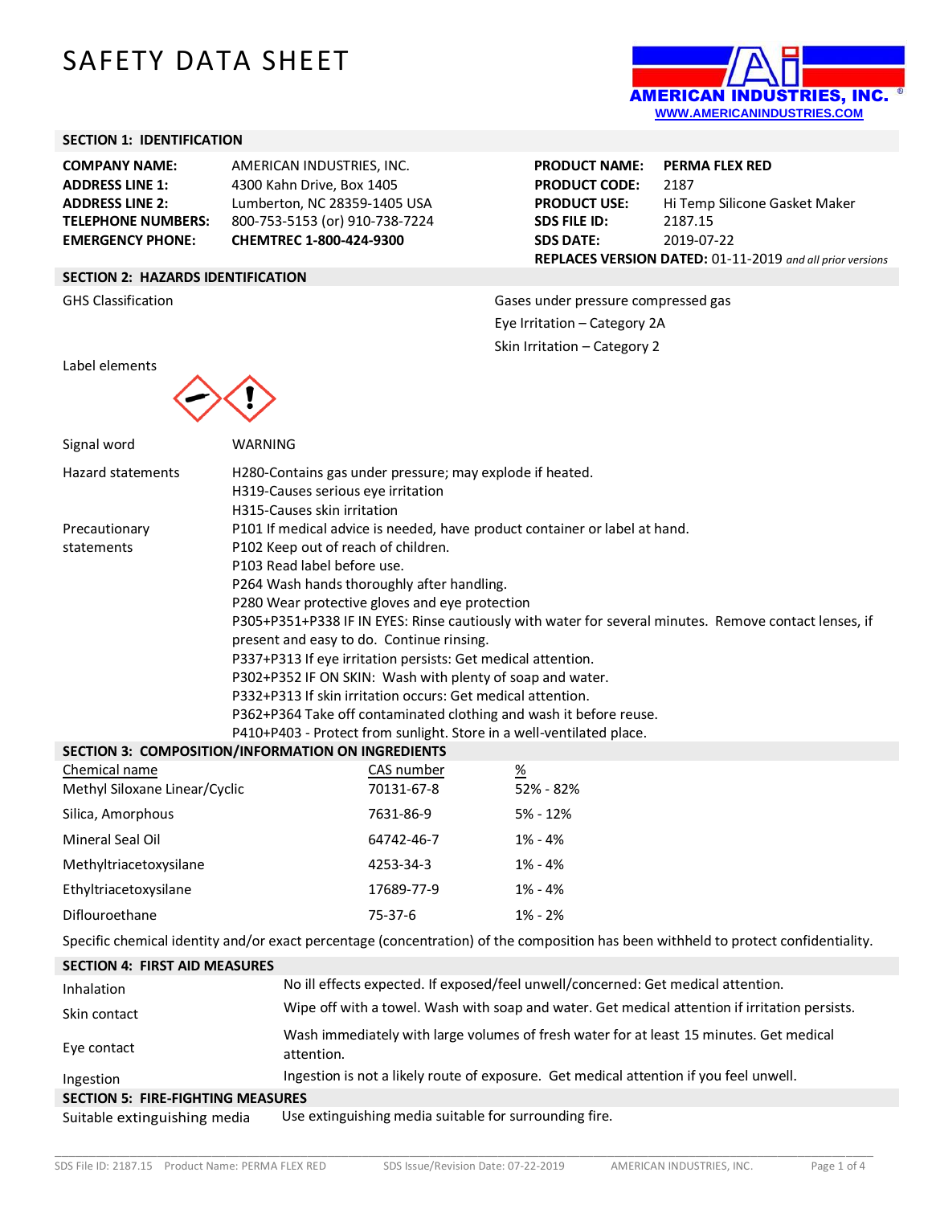# SAFETY DATA SHEET

AMERICAN INDUSTRIES, INC.
WWW.AMERICANINDUSTRIES.COM

## SECTION 1: IDENTIFICATION

| | | | |
|---|---|---|---|
| **COMPANY NAME:** | AMERICAN INDUSTRIES, INC. | **PRODUCT NAME:** | **PERMA FLEX RED** |
| **ADDRESS LINE 1:** | 4300 Kahn Drive, Box 1405 | **PRODUCT CODE:** | 2187 |
| **ADDRESS LINE 2:** | Lumberton, NC 28359-1405 USA | **PRODUCT USE:** | Hi Temp Silicone Gasket Maker |
| **TELEPHONE NUMBERS:** | 800-753-5153 (or) 910-738-7224 | **SDS FILE ID:** | 2187.15 |
| **EMERGENCY PHONE:** | **CHEMTREC 1-800-424-9300** | **SDS DATE:** | 2019-07-22 |

**REPLACES VERSION DATED:** 01-11-2019 *and all prior versions*

## SECTION 2: HAZARDS IDENTIFICATION

GHS Classification

- Gases under pressure compressed gas
- Eye Irritation – Category 2A
- Skin Irritation – Category 2

Label elements

Signal word: WARNING

Hazard statements:
- H280-Contains gas under pressure; may explode if heated.
- H319-Causes serious eye irritation
- H315-Causes skin irritation

Precautionary statements:
- P101 If medical advice is needed, have product container or label at hand.
- P102 Keep out of reach of children.
- P103 Read label before use.
- P264 Wash hands thoroughly after handling.
- P280 Wear protective gloves and eye protection
- P305+P351+P338 IF IN EYES: Rinse cautiously with water for several minutes. Remove contact lenses, if present and easy to do. Continue rinsing.
- P337+P313 If eye irritation persists: Get medical attention.
- P302+P352 IF ON SKIN: Wash with plenty of soap and water.
- P332+P313 If skin irritation occurs: Get medical attention.
- P362+P364 Take off contaminated clothing and wash it before reuse.
- P410+P403 - Protect from sunlight. Store in a well-ventilated place.

## SECTION 3: COMPOSITION/INFORMATION ON INGREDIENTS

| Chemical name | CAS number | % |
|---|---|---|
| Methyl Siloxane Linear/Cyclic | 70131-67-8 | 52% - 82% |
| Silica, Amorphous | 7631-86-9 | 5% - 12% |
| Mineral Seal Oil | 64742-46-7 | 1% - 4% |
| Methyltriacetoxysilane | 4253-34-3 | 1% - 4% |
| Ethyltriacetoxysilane | 17689-77-9 | 1% - 4% |
| Diflouroethane | 75-37-6 | 1% - 2% |

Specific chemical identity and/or exact percentage (concentration) of the composition has been withheld to protect confidentiality.

## SECTION 4: FIRST AID MEASURES

| | |
|---|---|
| Inhalation | No ill effects expected. If exposed/feel unwell/concerned: Get medical attention. |
| Skin contact | Wipe off with a towel. Wash with soap and water. Get medical attention if irritation persists. |
| Eye contact | Wash immediately with large volumes of fresh water for at least 15 minutes. Get medical attention. |
| Ingestion | Ingestion is not a likely route of exposure. Get medical attention if you feel unwell. |

## SECTION 5: FIRE-FIGHTING MEASURES

Suitable extinguishing media: Use extinguishing media suitable for surrounding fire.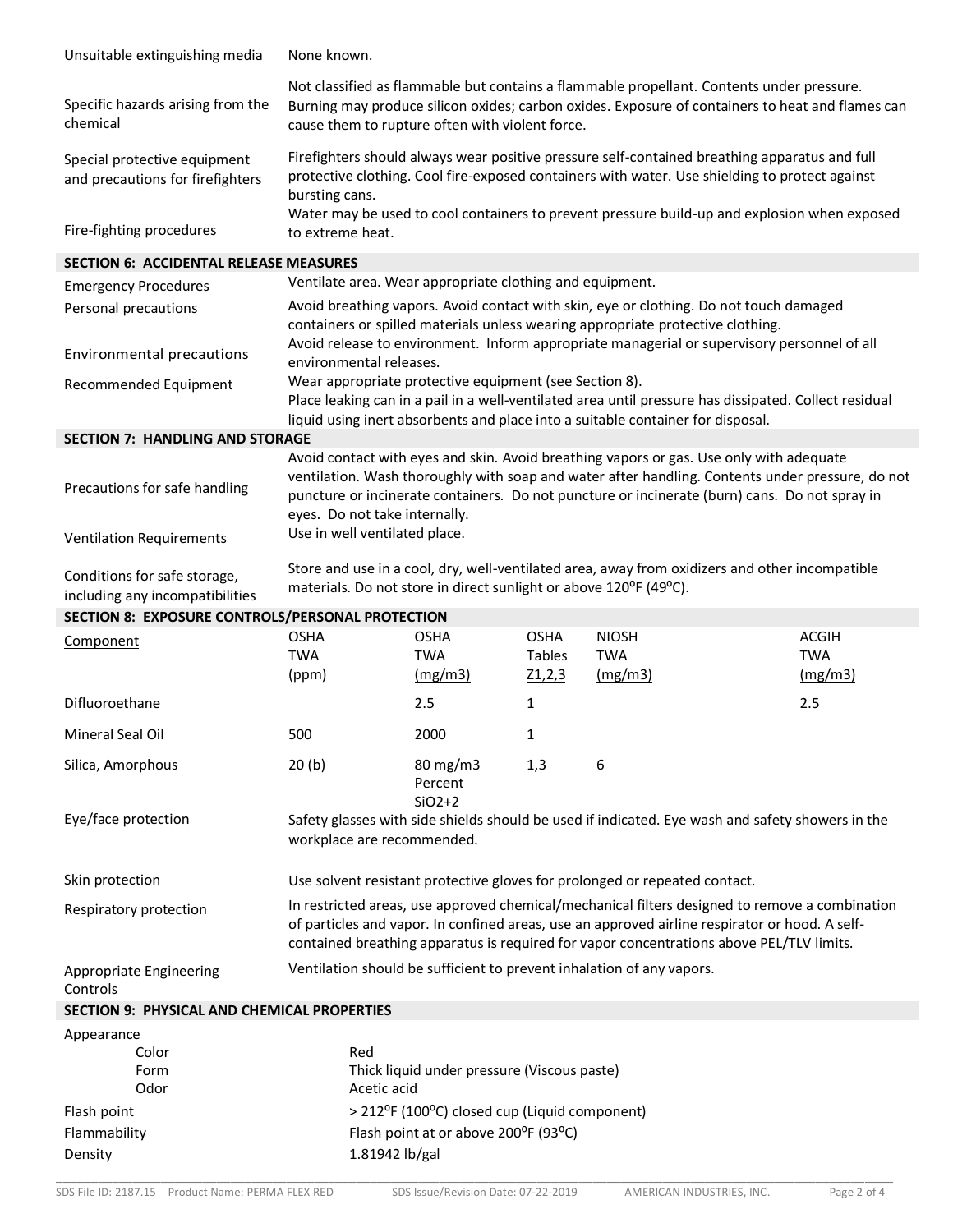| | |
|---|---|
| Unsuitable extinguishing media | None known. |
| Specific hazards arising from the chemical | Not classified as flammable but contains a flammable propellant. Contents under pressure. Burning may produce silicon oxides; carbon oxides. Exposure of containers to heat and flames can cause them to rupture often with violent force. |
| Special protective equipment and precautions for firefighters | Firefighters should always wear positive pressure self-contained breathing apparatus and full protective clothing. Cool fire-exposed containers with water. Use shielding to protect against bursting cans. |
| Fire-fighting procedures | Water may be used to cool containers to prevent pressure build-up and explosion when exposed to extreme heat. |

## SECTION 6: ACCIDENTAL RELEASE MEASURES

| | |
|---|---|
| Emergency Procedures | Ventilate area. Wear appropriate clothing and equipment. |
| Personal precautions | Avoid breathing vapors. Avoid contact with skin, eye or clothing. Do not touch damaged containers or spilled materials unless wearing appropriate protective clothing. |
| Environmental precautions | Avoid release to environment. Inform appropriate managerial or supervisory personnel of all environmental releases. |
| Recommended Equipment | Wear appropriate protective equipment (see Section 8). Place leaking can in a pail in a well-ventilated area until pressure has dissipated. Collect residual liquid using inert absorbents and place into a suitable container for disposal. |

## SECTION 7: HANDLING AND STORAGE

| | |
|---|---|
| Precautions for safe handling | Avoid contact with eyes and skin. Avoid breathing vapors or gas. Use only with adequate ventilation. Wash thoroughly with soap and water after handling. Contents under pressure, do not puncture or incinerate containers. Do not puncture or incinerate (burn) cans. Do not spray in eyes. Do not take internally. |
| Ventilation Requirements | Use in well ventilated place. |
| Conditions for safe storage, including any incompatibilities | Store and use in a cool, dry, well-ventilated area, away from oxidizers and other incompatible materials. Do not store in direct sunlight or above 120$^{o}$F (49$^{o}$C). |

## SECTION 8: EXPOSURE CONTROLS/PERSONAL PROTECTION

| Component | OSHA TWA (ppm) | OSHA TWA (mg/m3) | OSHA Tables Z1,2,3 | NIOSH TWA (mg/m3) | ACGIH TWA (mg/m3) |
|---|---|---|---|---|---|
| Difluoroethane | | 2.5 | 1 | | 2.5 |
| Mineral Seal Oil | 500 | 2000 | 1 | | |
| Silica, Amorphous | 20 (b) | 80 mg/m3 Percent SiO2+2 | 1,3 | 6 | |

| | |
|---|---|
| Eye/face protection | Safety glasses with side shields should be used if indicated. Eye wash and safety showers in the workplace are recommended. |
| Skin protection | Use solvent resistant protective gloves for prolonged or repeated contact. |
| Respiratory protection | In restricted areas, use approved chemical/mechanical filters designed to remove a combination of particles and vapor. In confined areas, use an approved airline respirator or hood. A self-contained breathing apparatus is required for vapor concentrations above PEL/TLV limits. |
| Appropriate Engineering Controls | Ventilation should be sufficient to prevent inhalation of any vapors. |

## SECTION 9: PHYSICAL AND CHEMICAL PROPERTIES

| | |
|---|---|
| Appearance | |
| Color | Red |
| Form | Thick liquid under pressure (Viscous paste) |
| Odor | Acetic acid |
| Flash point | > 212$^{o}$F (100$^{o}$C) closed cup (Liquid component) |
| Flammability | Flash point at or above 200$^{o}$F (93$^{o}$C) |
| Density | 1.81942 lb/gal |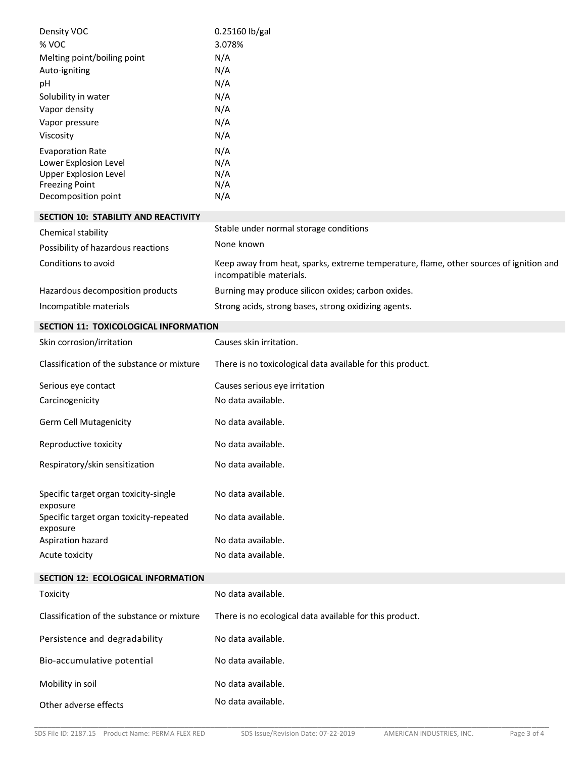| | |
|---|---|
| Density VOC | 0.25160 lb/gal |
| % VOC | 3.078% |
| Melting point/boiling point | N/A |
| Auto-igniting | N/A |
| pH | N/A |
| Solubility in water | N/A |
| Vapor density | N/A |
| Vapor pressure | N/A |
| Viscosity | N/A |
| Evaporation Rate | N/A |
| Lower Explosion Level | N/A |
| Upper Explosion Level | N/A |
| Freezing Point | N/A |
| Decomposition point | N/A |

## SECTION 10: STABILITY AND REACTIVITY

| | |
|---|---|
| Chemical stability | Stable under normal storage conditions |
| Possibility of hazardous reactions | None known |
| Conditions to avoid | Keep away from heat, sparks, extreme temperature, flame, other sources of ignition and incompatible materials. |
| Hazardous decomposition products | Burning may produce silicon oxides; carbon oxides. |
| Incompatible materials | Strong acids, strong bases, strong oxidizing agents. |

## SECTION 11: TOXICOLOGICAL INFORMATION

| | |
|---|---|
| Skin corrosion/irritation | Causes skin irritation. |
| Classification of the substance or mixture | There is no toxicological data available for this product. |
| Serious eye contact | Causes serious eye irritation |
| Carcinogenicity | No data available. |
| Germ Cell Mutagenicity | No data available. |
| Reproductive toxicity | No data available. |
| Respiratory/skin sensitization | No data available. |
| Specific target organ toxicity-single exposure | No data available. |
| Specific target organ toxicity-repeated exposure | No data available. |
| Aspiration hazard | No data available. |
| Acute toxicity | No data available. |

## SECTION 12: ECOLOGICAL INFORMATION

| | |
|---|---|
| Toxicity | No data available. |
| Classification of the substance or mixture | There is no ecological data available for this product. |
| Persistence and degradability | No data available. |
| Bio-accumulative potential | No data available. |
| Mobility in soil | No data available. |
| Other adverse effects | No data available. |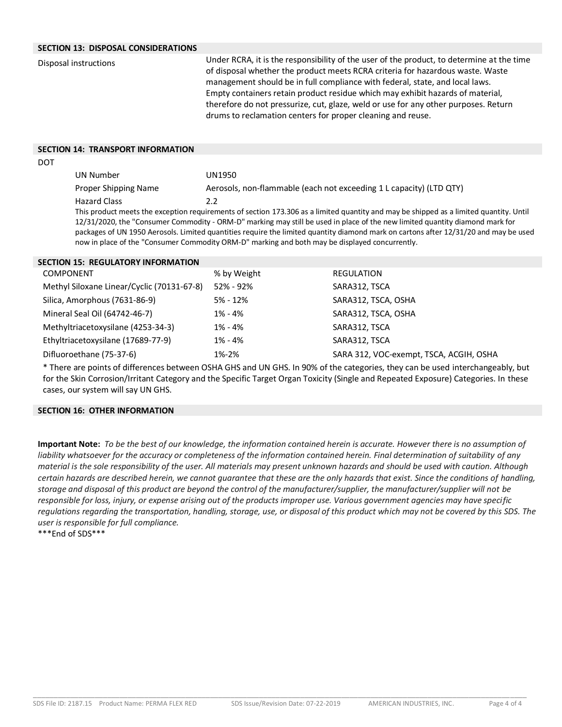## SECTION 13: DISPOSAL CONSIDERATIONS

| | |
|---|---|
| Disposal instructions | Under RCRA, it is the responsibility of the user of the product, to determine at the time of disposal whether the product meets RCRA criteria for hazardous waste. Waste management should be in full compliance with federal, state, and local laws. Empty containers retain product residue which may exhibit hazards of material, therefore do not pressurize, cut, glaze, weld or use for any other purposes. Return drums to reclamation centers for proper cleaning and reuse. |

## SECTION 14: TRANSPORT INFORMATION

DOT

| | |
|---|---|
| UN Number | UN1950 |
| Proper Shipping Name | Aerosols, non-flammable (each not exceeding 1 L capacity) (LTD QTY) |
| Hazard Class | 2.2 |

This product meets the exception requirements of section 173.306 as a limited quantity and may be shipped as a limited quantity. Until 12/31/2020, the "Consumer Commodity - ORM-D" marking may still be used in place of the new limited quantity diamond mark for packages of UN 1950 Aerosols. Limited quantities require the limited quantity diamond mark on cartons after 12/31/20 and may be used now in place of the "Consumer Commodity ORM-D" marking and both may be displayed concurrently.

## SECTION 15: REGULATORY INFORMATION

| COMPONENT | % by Weight | REGULATION |
|---|---|---|
| Methyl Siloxane Linear/Cyclic (70131-67-8) | 52% - 92% | SARA312, TSCA |
| Silica, Amorphous (7631-86-9) | 5% - 12% | SARA312, TSCA, OSHA |
| Mineral Seal Oil (64742-46-7) | 1% - 4% | SARA312, TSCA, OSHA |
| Methyltriacetoxysilane (4253-34-3) | 1% - 4% | SARA312, TSCA |
| Ethyltriacetoxysilane (17689-77-9) | 1% - 4% | SARA312, TSCA |
| Difluoroethane (75-37-6) | 1%-2% | SARA 312, VOC-exempt, TSCA, ACGIH, OSHA |

* There are points of differences between OSHA GHS and UN GHS. In 90% of the categories, they can be used interchangeably, but for the Skin Corrosion/Irritant Category and the Specific Target Organ Toxicity (Single and Repeated Exposure) Categories. In these cases, our system will say UN GHS.

## SECTION 16: OTHER INFORMATION

**Important Note:** *To be the best of our knowledge, the information contained herein is accurate. However there is no assumption of liability whatsoever for the accuracy or completeness of the information contained herein. Final determination of suitability of any material is the sole responsibility of the user. All materials may present unknown hazards and should be used with caution. Although certain hazards are described herein, we cannot guarantee that these are the only hazards that exist. Since the conditions of handling, storage and disposal of this product are beyond the control of the manufacturer/supplier, the manufacturer/supplier will not be responsible for loss, injury, or expense arising out of the products improper use. Various government agencies may have specific regulations regarding the transportation, handling, storage, use, or disposal of this product which may not be covered by this SDS. The user is responsible for full compliance.*

***End of SDS***